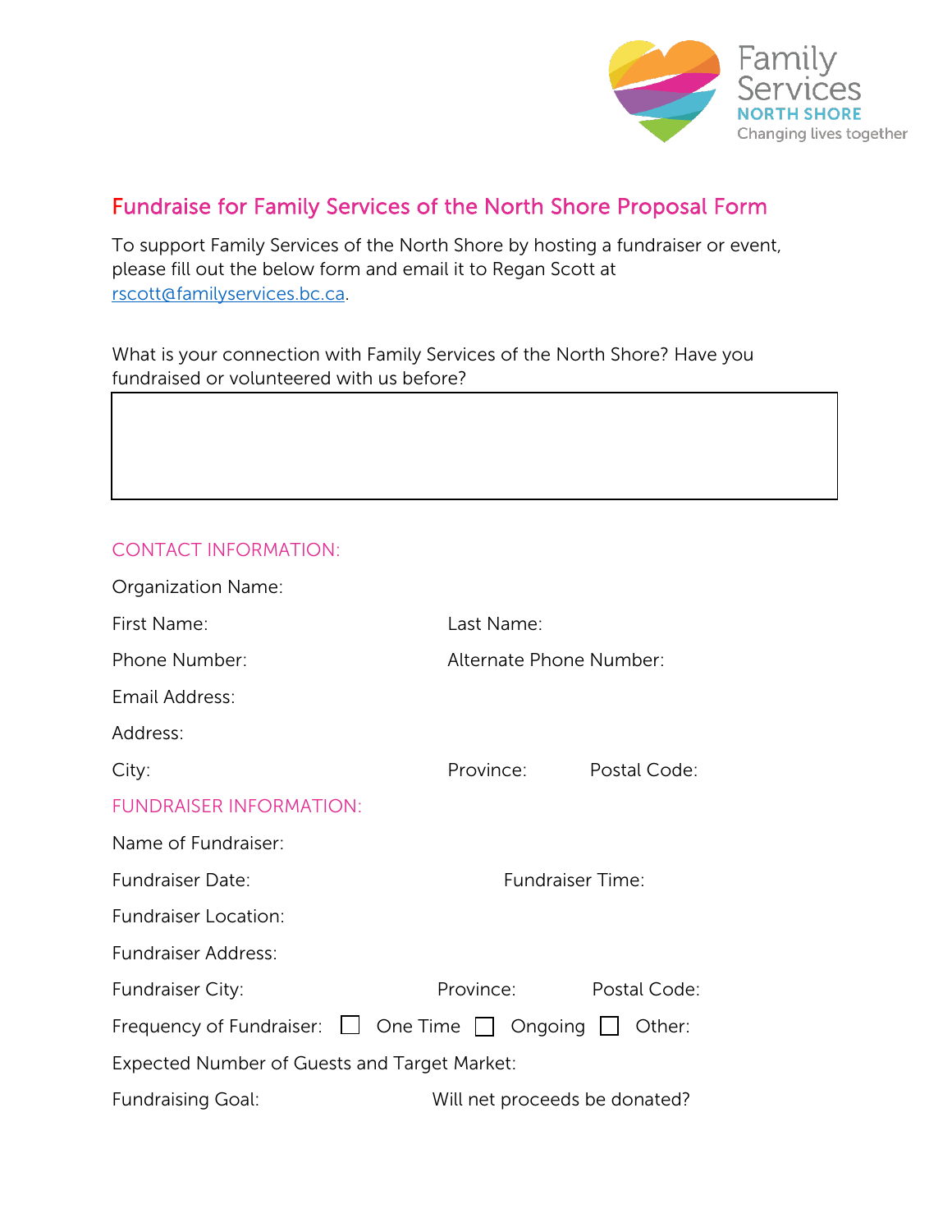Family Services
NORTH SHORE
Changing lives together

# Fundraise for Family Services of the North Shore Proposal Form

To support Family Services of the North Shore by hosting a fundraiser or event, please fill out the below form and email it to Regan Scott at rscott@familyservices.bc.ca.

What is your connection with Family Services of the North Shore? Have you fundraised or volunteered with us before?

## CONTACT INFORMATION:

Organization Name:

First Name: Last Name:

Phone Number: Alternate Phone Number:

Email Address:

Address:

City: Province: Postal Code:

## FUNDRAISER INFORMATION:

Name of Fundraiser:

Fundraiser Date: Fundraiser Time:

Fundraiser Location:

Fundraiser Address:

Fundraiser City: Province: Postal Code:

Frequency of Fundraiser: ☐ One Time ☐ Ongoing ☐ Other:

Expected Number of Guests and Target Market:

Fundraising Goal: Will net proceeds be donated?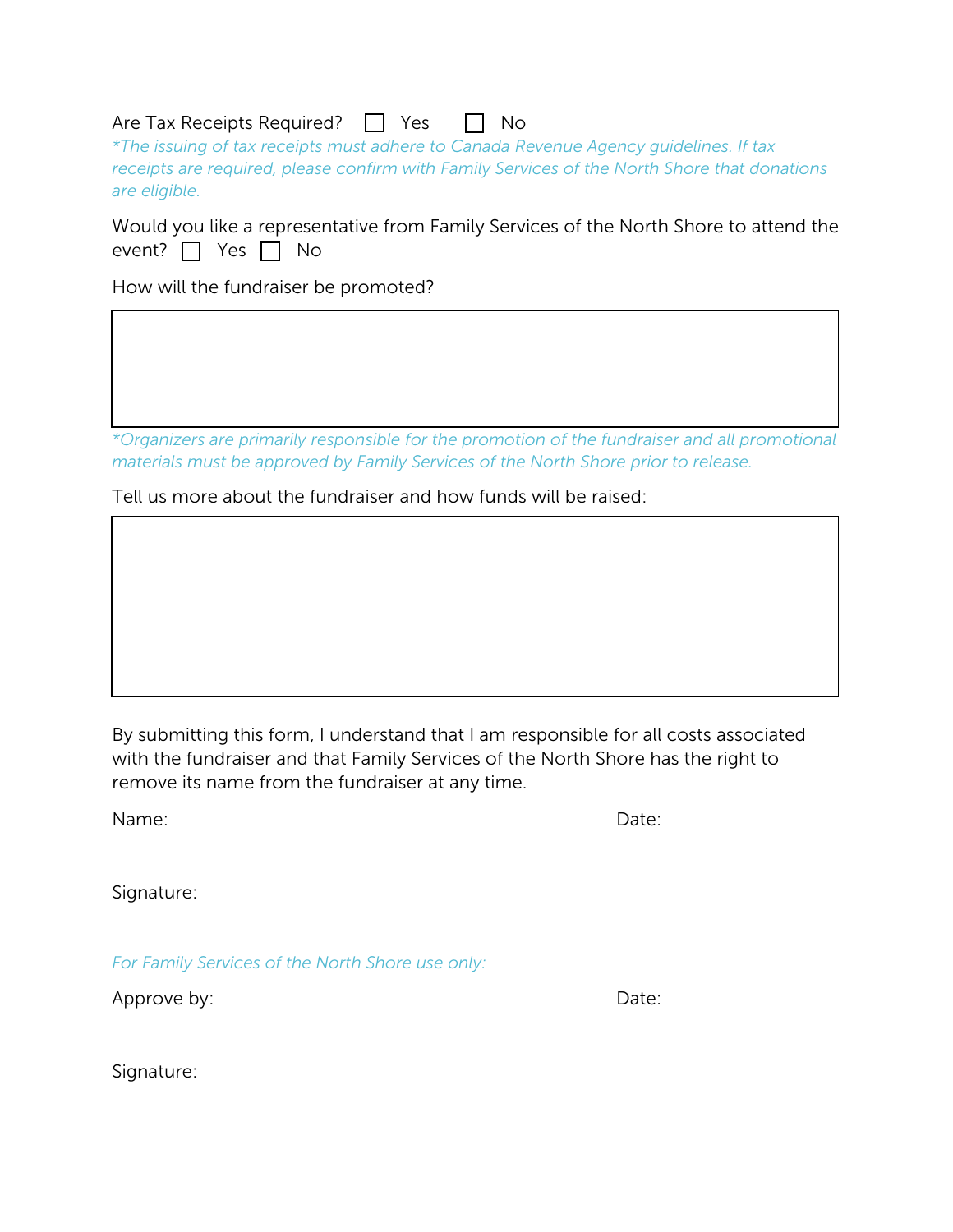Are Tax Receipts Required? ☐ Yes ☐ No

*\*The issuing of tax receipts must adhere to Canada Revenue Agency guidelines. If tax receipts are required, please confirm with Family Services of the North Shore that donations are eligible.*

Would you like a representative from Family Services of the North Shore to attend the event? ☐ Yes ☐ No

How will the fundraiser be promoted?

| |
|---|
| |

*\*Organizers are primarily responsible for the promotion of the fundraiser and all promotional materials must be approved by Family Services of the North Shore prior to release.*

Tell us more about the fundraiser and how funds will be raised:

| |
|---|
| |

By submitting this form, I understand that I am responsible for all costs associated with the fundraiser and that Family Services of the North Shore has the right to remove its name from the fundraiser at any time.

Name: Date:

Signature:

*For Family Services of the North Shore use only:*

Approve by: Date:

Signature: